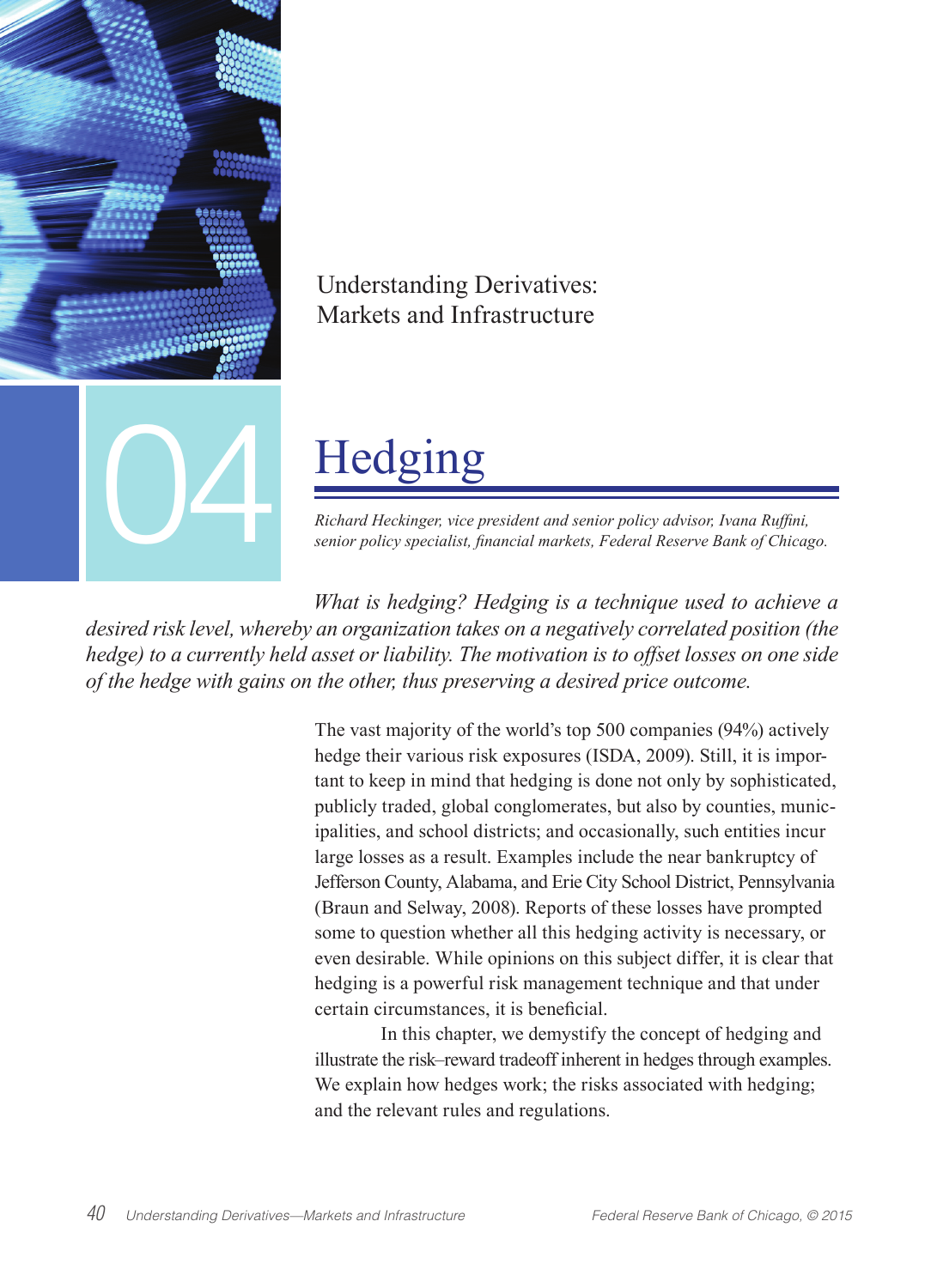Understanding Derivatives: Markets and Infrastructure

04

# Hedging

*Richard Heckinger, vice president and senior policy advisor, Ivana Ruffini, senior policy specialist, financial markets, Federal Reserve Bank of Chicago.*

*What is hedging? Hedging is a technique used to achieve a desired risk level, whereby an organization takes on a negatively correlated position (the hedge) to a currently held asset or liability. The motivation is to offset losses on one side of the hedge with gains on the other, thus preserving a desired price outcome.*

The vast majority of the world's top 500 companies (94%) actively hedge their various risk exposures (ISDA, 2009). Still, it is important to keep in mind that hedging is done not only by sophisticated, publicly traded, global conglomerates, but also by counties, municipalities, and school districts; and occasionally, such entities incur large losses as a result. Examples include the near bankruptcy of Jefferson County, Alabama, and Erie City School District, Pennsylvania (Braun and Selway, 2008). Reports of these losses have prompted some to question whether all this hedging activity is necessary, or even desirable. While opinions on this subject differ, it is clear that hedging is a powerful risk management technique and that under certain circumstances, it is beneficial.

In this chapter, we demystify the concept of hedging and illustrate the risk–reward tradeoff inherent in hedges through examples. We explain how hedges work; the risks associated with hedging; and the relevant rules and regulations.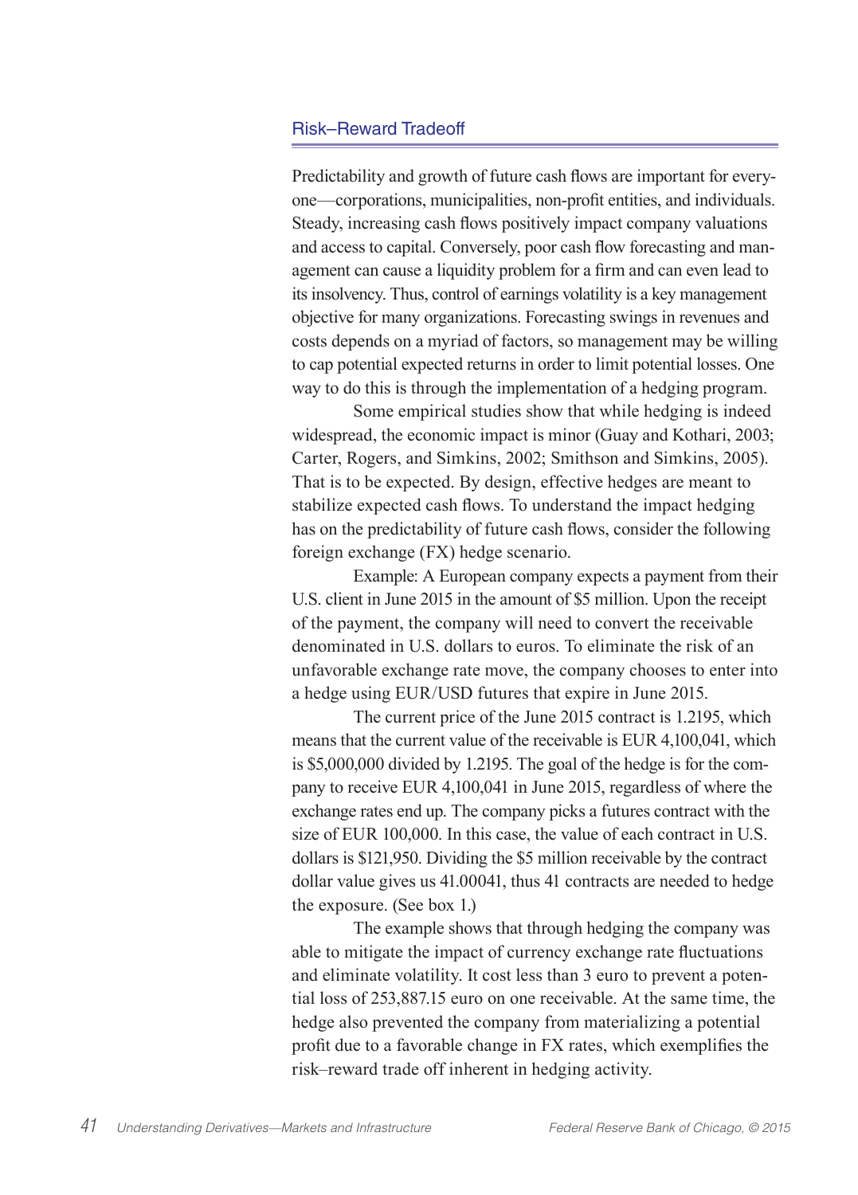## Risk–Reward Tradeoff

Predictability and growth of future cash flows are important for everyone—corporations, municipalities, non-profit entities, and individuals. Steady, increasing cash flows positively impact company valuations and access to capital. Conversely, poor cash flow forecasting and management can cause a liquidity problem for a firm and can even lead to its insolvency. Thus, control of earnings volatility is a key management objective for many organizations. Forecasting swings in revenues and costs depends on a myriad of factors, so management may be willing to cap potential expected returns in order to limit potential losses. One way to do this is through the implementation of a hedging program.

Some empirical studies show that while hedging is indeed widespread, the economic impact is minor (Guay and Kothari, 2003; Carter, Rogers, and Simkins, 2002; Smithson and Simkins, 2005). That is to be expected. By design, effective hedges are meant to stabilize expected cash flows. To understand the impact hedging has on the predictability of future cash flows, consider the following foreign exchange (FX) hedge scenario.

Example: A European company expects a payment from their U.S. client in June 2015 in the amount of $5 million. Upon the receipt of the payment, the company will need to convert the receivable denominated in U.S. dollars to euros. To eliminate the risk of an unfavorable exchange rate move, the company chooses to enter into a hedge using EUR/USD futures that expire in June 2015.

The current price of the June 2015 contract is 1.2195, which means that the current value of the receivable is EUR 4,100,041, which is $5,000,000 divided by 1.2195. The goal of the hedge is for the company to receive EUR 4,100,041 in June 2015, regardless of where the exchange rates end up. The company picks a futures contract with the size of EUR 100,000. In this case, the value of each contract in U.S. dollars is $121,950. Dividing the $5 million receivable by the contract dollar value gives us 41.00041, thus 41 contracts are needed to hedge the exposure. (See box 1.)

The example shows that through hedging the company was able to mitigate the impact of currency exchange rate fluctuations and eliminate volatility. It cost less than 3 euro to prevent a potential loss of 253,887.15 euro on one receivable. At the same time, the hedge also prevented the company from materializing a potential profit due to a favorable change in FX rates, which exemplifies the risk–reward trade off inherent in hedging activity.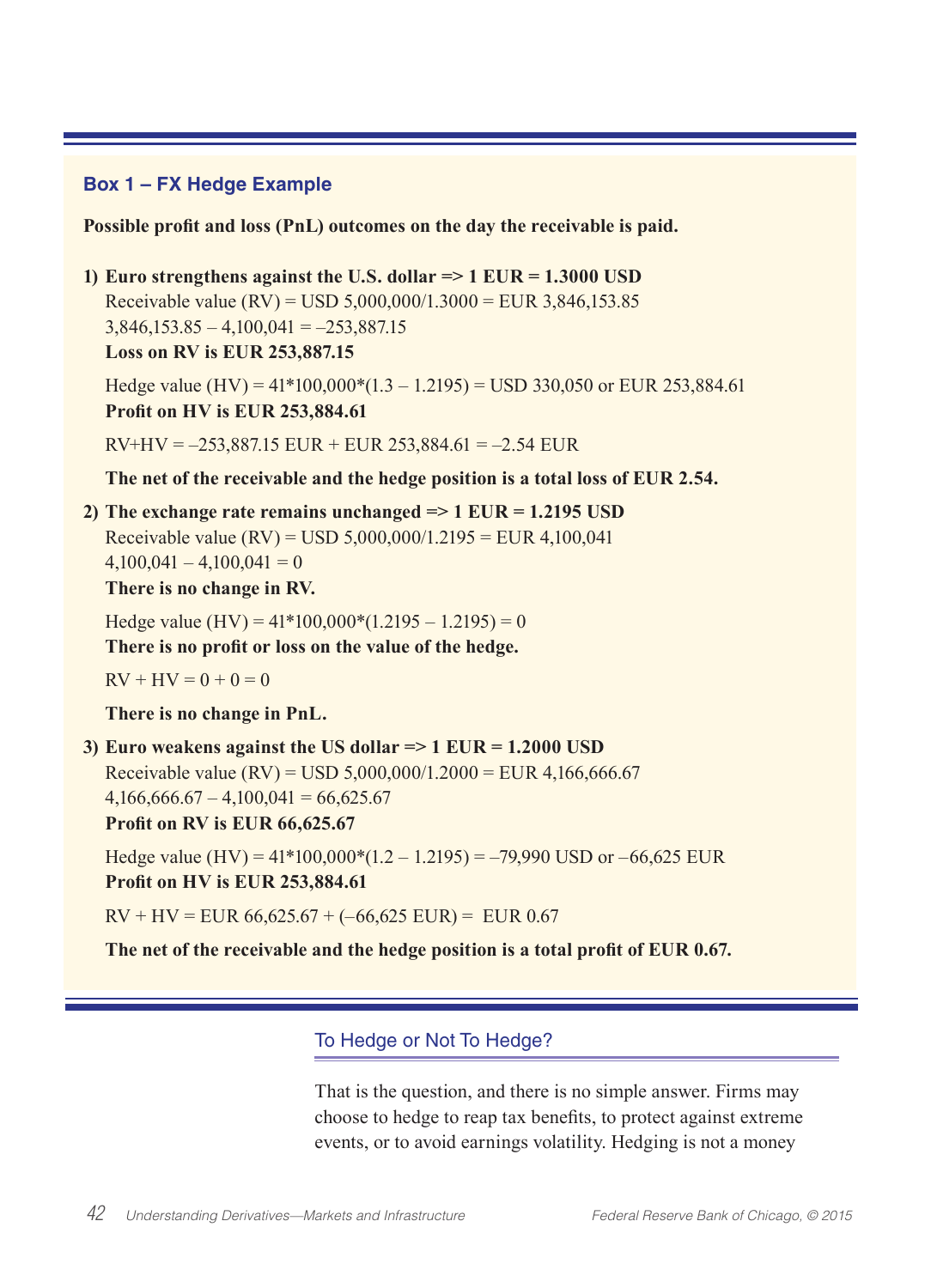### Box 1 – FX Hedge Example

**Possible profit and loss (PnL) outcomes on the day the receivable is paid.**

**1) Euro strengthens against the U.S. dollar => 1 EUR = 1.3000 USD**

Receivable value (RV) = USD 5,000,000/1.3000 = EUR 3,846,153.85

3,846,153.85 – 4,100,041 = –253,887.15

**Loss on RV is EUR 253,887.15**

Hedge value (HV) = 41*100,000*(1.3 – 1.2195) = USD 330,050 or EUR 253,884.61

**Profit on HV is EUR 253,884.61**

RV+HV = –253,887.15 EUR + EUR 253,884.61 = –2.54 EUR

**The net of the receivable and the hedge position is a total loss of EUR 2.54.**

**2) The exchange rate remains unchanged => 1 EUR = 1.2195 USD**

Receivable value (RV) = USD 5,000,000/1.2195 = EUR 4,100,041

4,100,041 – 4,100,041 = 0

**There is no change in RV.**

Hedge value (HV) = 41*100,000*(1.2195 – 1.2195) = 0

**There is no profit or loss on the value of the hedge.**

RV + HV = 0 + 0 = 0

**There is no change in PnL.**

**3) Euro weakens against the US dollar => 1 EUR = 1.2000 USD**

Receivable value (RV) = USD 5,000,000/1.2000 = EUR 4,166,666.67

4,166,666.67 – 4,100,041 = 66,625.67

**Profit on RV is EUR 66,625.67**

Hedge value (HV) = 41*100,000*(1.2 – 1.2195) = –79,990 USD or –66,625 EUR

**Profit on HV is EUR 253,884.61**

RV + HV = EUR 66,625.67 + (–66,625 EUR) = EUR 0.67

**The net of the receivable and the hedge position is a total profit of EUR 0.67.**

## To Hedge or Not To Hedge?

That is the question, and there is no simple answer. Firms may choose to hedge to reap tax benefits, to protect against extreme events, or to avoid earnings volatility. Hedging is not a money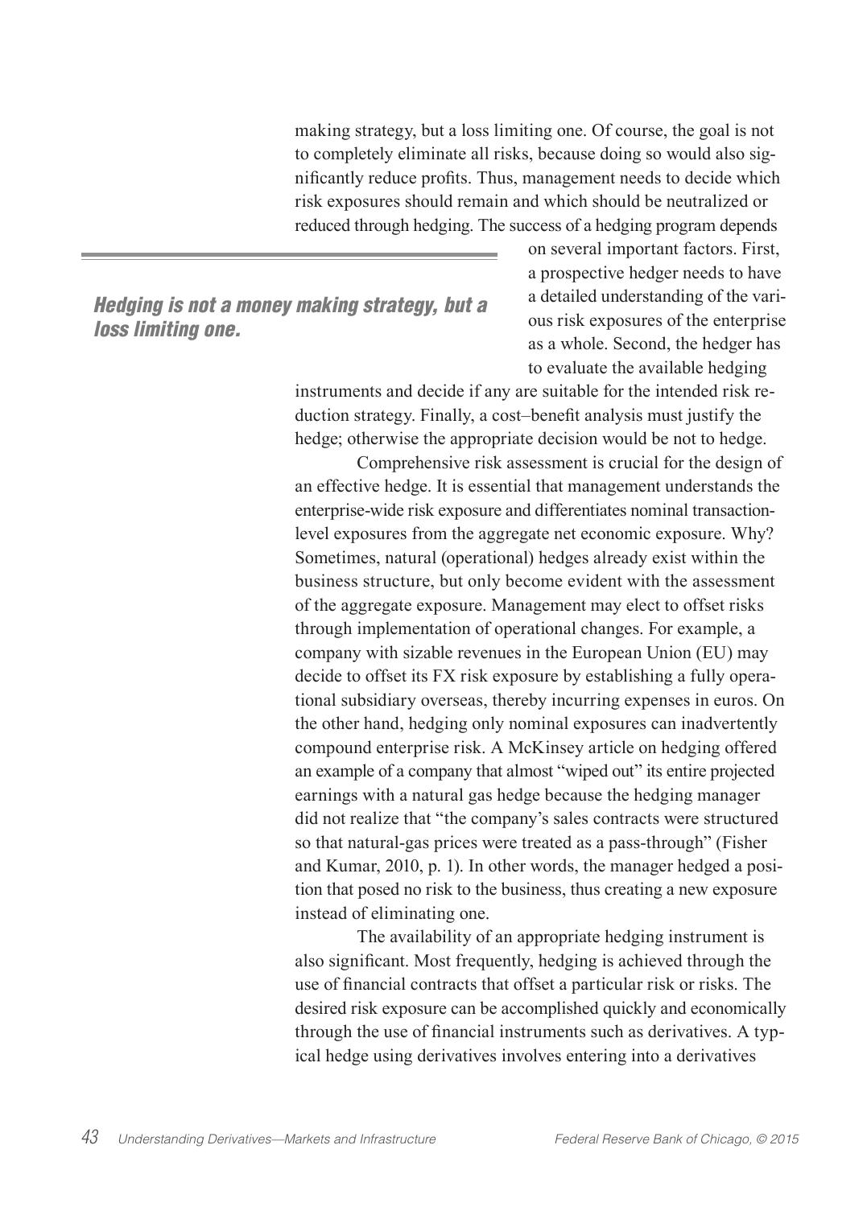making strategy, but a loss limiting one. Of course, the goal is not to completely eliminate all risks, because doing so would also significantly reduce profits. Thus, management needs to decide which risk exposures should remain and which should be neutralized or reduced through hedging. The success of a hedging program depends on several important factors. First, a prospective hedger needs to have a detailed understanding of the various risk exposures of the enterprise as a whole. Second, the hedger has to evaluate the available hedging instruments and decide if any are suitable for the intended risk reduction strategy. Finally, a cost–benefit analysis must justify the hedge; otherwise the appropriate decision would be not to hedge.

***Hedging is not a money making strategy, but a loss limiting one.***

Comprehensive risk assessment is crucial for the design of an effective hedge. It is essential that management understands the enterprise-wide risk exposure and differentiates nominal transaction-level exposures from the aggregate net economic exposure. Why? Sometimes, natural (operational) hedges already exist within the business structure, but only become evident with the assessment of the aggregate exposure. Management may elect to offset risks through implementation of operational changes. For example, a company with sizable revenues in the European Union (EU) may decide to offset its FX risk exposure by establishing a fully operational subsidiary overseas, thereby incurring expenses in euros. On the other hand, hedging only nominal exposures can inadvertently compound enterprise risk. A McKinsey article on hedging offered an example of a company that almost "wiped out" its entire projected earnings with a natural gas hedge because the hedging manager did not realize that "the company's sales contracts were structured so that natural-gas prices were treated as a pass-through" (Fisher and Kumar, 2010, p. 1). In other words, the manager hedged a position that posed no risk to the business, thus creating a new exposure instead of eliminating one.

The availability of an appropriate hedging instrument is also significant. Most frequently, hedging is achieved through the use of financial contracts that offset a particular risk or risks. The desired risk exposure can be accomplished quickly and economically through the use of financial instruments such as derivatives. A typical hedge using derivatives involves entering into a derivatives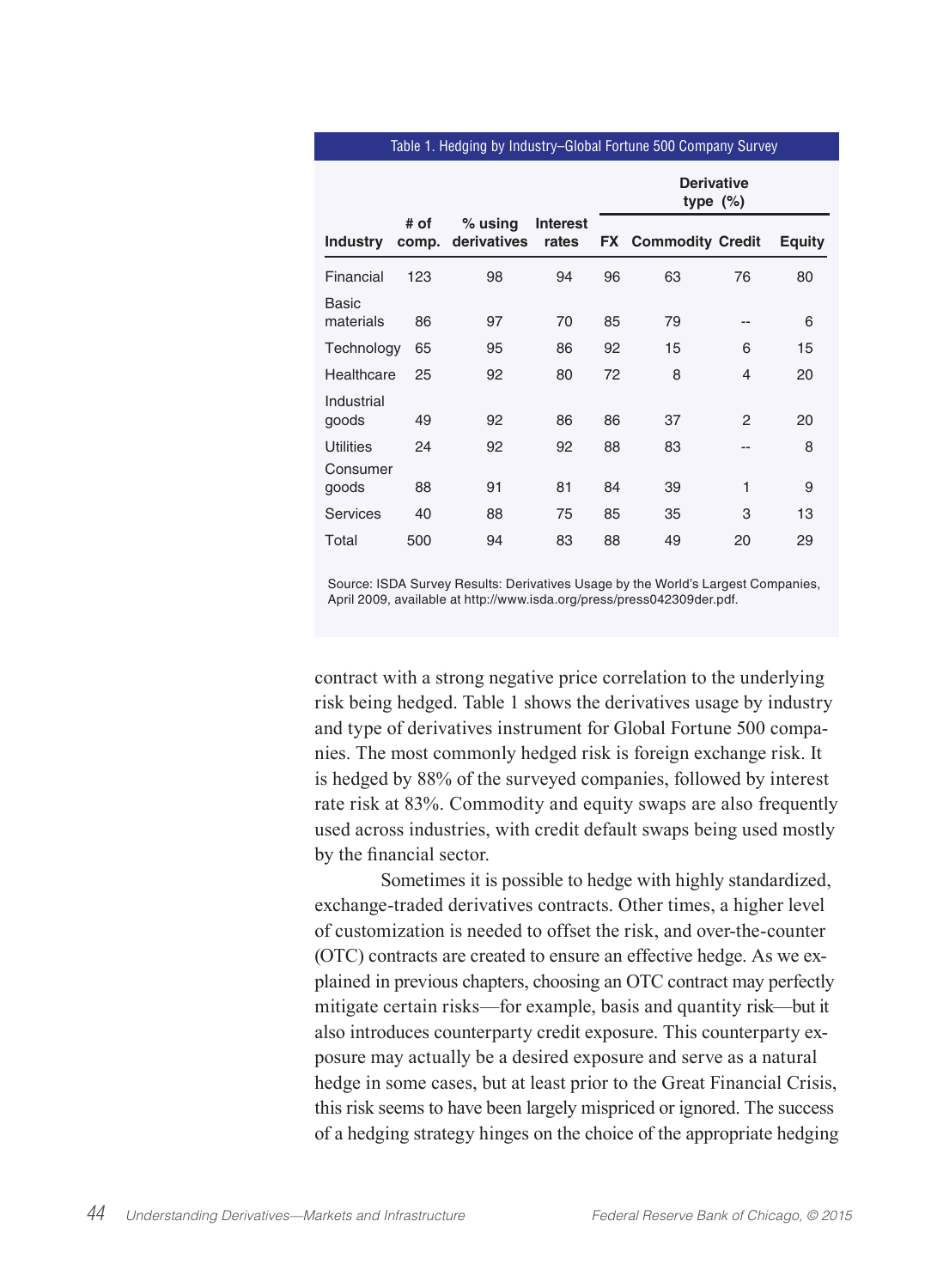Table 1. Hedging by Industry–Global Fortune 500 Company Survey

| Industry | # of comp. | % using derivatives | Derivative type (%) | | | | |
|---|---|---|---|---|---|---|---|
| | | | Interest rates | FX | Commodity | Credit | Equity |
| Financial | 123 | 98 | 94 | 96 | 63 | 76 | 80 |
| Basic materials | 86 | 97 | 70 | 85 | 79 | -- | 6 |
| Technology | 65 | 95 | 86 | 92 | 15 | 6 | 15 |
| Healthcare | 25 | 92 | 80 | 72 | 8 | 4 | 20 |
| Industrial goods | 49 | 92 | 86 | 86 | 37 | 2 | 20 |
| Utilities | 24 | 92 | 92 | 88 | 83 | -- | 8 |
| Consumer goods | 88 | 91 | 81 | 84 | 39 | 1 | 9 |
| Services | 40 | 88 | 75 | 85 | 35 | 3 | 13 |
| Total | 500 | 94 | 83 | 88 | 49 | 20 | 29 |

Source: ISDA Survey Results: Derivatives Usage by the World's Largest Companies, April 2009, available at http://www.isda.org/press/press042309der.pdf.

contract with a strong negative price correlation to the underlying risk being hedged. Table 1 shows the derivatives usage by industry and type of derivatives instrument for Global Fortune 500 companies. The most commonly hedged risk is foreign exchange risk. It is hedged by 88% of the surveyed companies, followed by interest rate risk at 83%. Commodity and equity swaps are also frequently used across industries, with credit default swaps being used mostly by the financial sector.

Sometimes it is possible to hedge with highly standardized, exchange-traded derivatives contracts. Other times, a higher level of customization is needed to offset the risk, and over-the-counter (OTC) contracts are created to ensure an effective hedge. As we explained in previous chapters, choosing an OTC contract may perfectly mitigate certain risks—for example, basis and quantity risk—but it also introduces counterparty credit exposure. This counterparty exposure may actually be a desired exposure and serve as a natural hedge in some cases, but at least prior to the Great Financial Crisis, this risk seems to have been largely mispriced or ignored. The success of a hedging strategy hinges on the choice of the appropriate hedging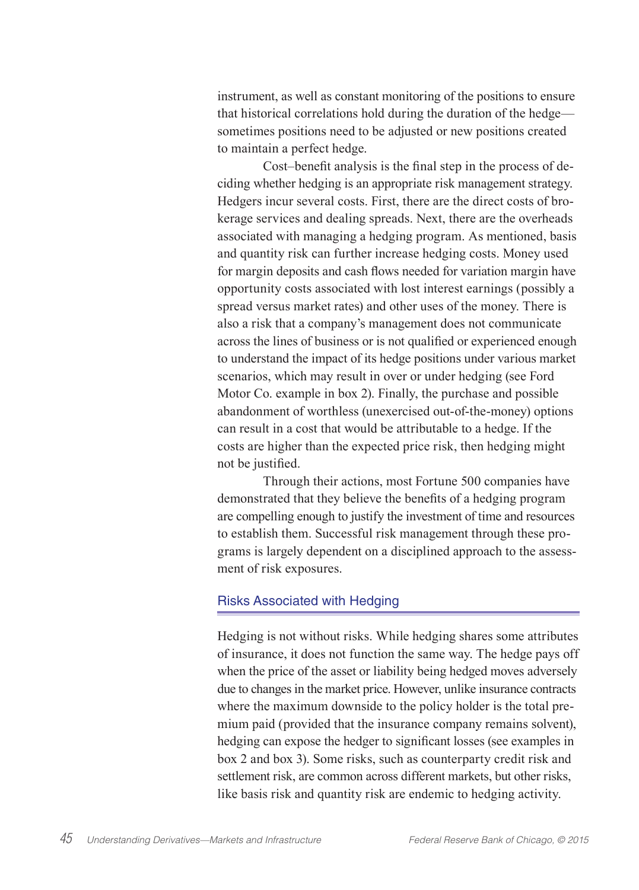instrument, as well as constant monitoring of the positions to ensure that historical correlations hold during the duration of the hedge—sometimes positions need to be adjusted or new positions created to maintain a perfect hedge.

Cost–benefit analysis is the final step in the process of deciding whether hedging is an appropriate risk management strategy. Hedgers incur several costs. First, there are the direct costs of brokerage services and dealing spreads. Next, there are the overheads associated with managing a hedging program. As mentioned, basis and quantity risk can further increase hedging costs. Money used for margin deposits and cash flows needed for variation margin have opportunity costs associated with lost interest earnings (possibly a spread versus market rates) and other uses of the money. There is also a risk that a company's management does not communicate across the lines of business or is not qualified or experienced enough to understand the impact of its hedge positions under various market scenarios, which may result in over or under hedging (see Ford Motor Co. example in box 2). Finally, the purchase and possible abandonment of worthless (unexercised out-of-the-money) options can result in a cost that would be attributable to a hedge. If the costs are higher than the expected price risk, then hedging might not be justified.

Through their actions, most Fortune 500 companies have demonstrated that they believe the benefits of a hedging program are compelling enough to justify the investment of time and resources to establish them. Successful risk management through these programs is largely dependent on a disciplined approach to the assessment of risk exposures.

## Risks Associated with Hedging

Hedging is not without risks. While hedging shares some attributes of insurance, it does not function the same way. The hedge pays off when the price of the asset or liability being hedged moves adversely due to changes in the market price. However, unlike insurance contracts where the maximum downside to the policy holder is the total premium paid (provided that the insurance company remains solvent), hedging can expose the hedger to significant losses (see examples in box 2 and box 3). Some risks, such as counterparty credit risk and settlement risk, are common across different markets, but other risks, like basis risk and quantity risk are endemic to hedging activity.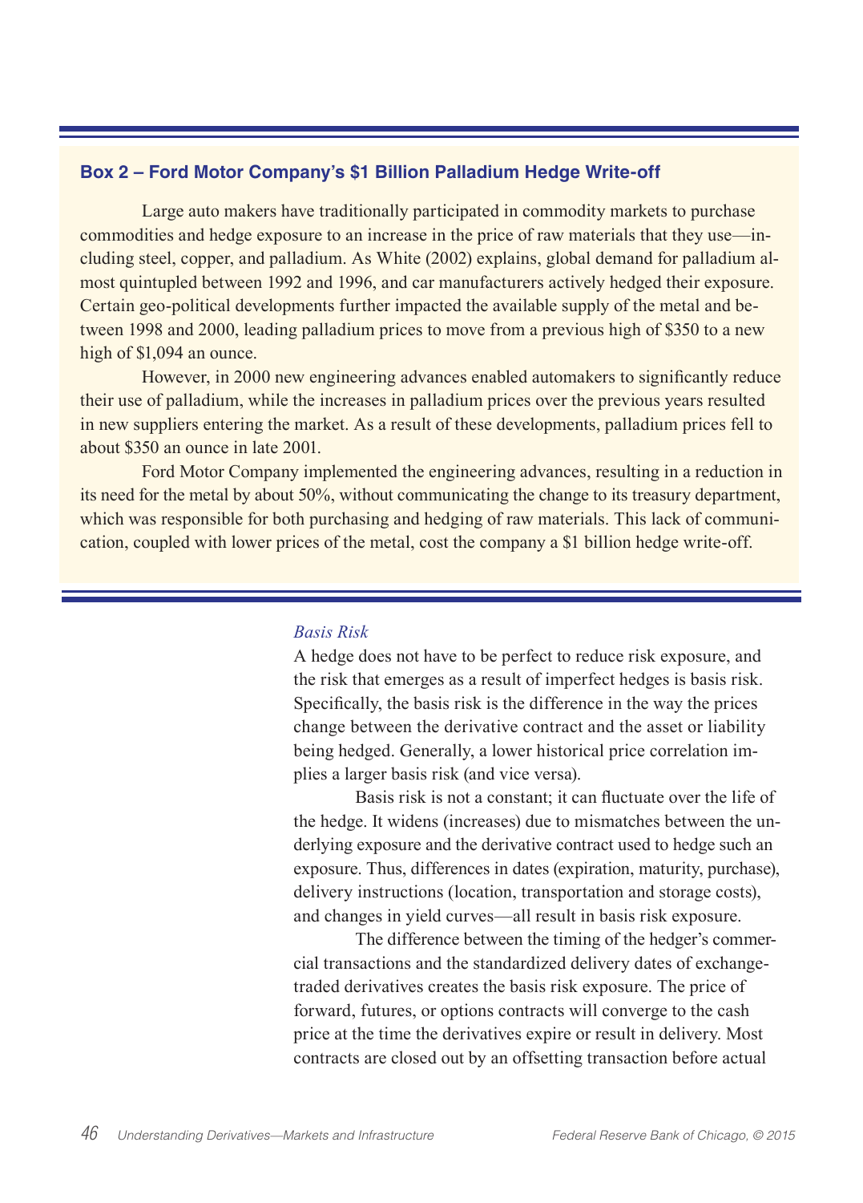### Box 2 – Ford Motor Company's $1 Billion Palladium Hedge Write-off

Large auto makers have traditionally participated in commodity markets to purchase commodities and hedge exposure to an increase in the price of raw materials that they use—including steel, copper, and palladium. As White (2002) explains, global demand for palladium almost quintupled between 1992 and 1996, and car manufacturers actively hedged their exposure. Certain geo-political developments further impacted the available supply of the metal and between 1998 and 2000, leading palladium prices to move from a previous high of $350 to a new high of $1,094 an ounce.

However, in 2000 new engineering advances enabled automakers to significantly reduce their use of palladium, while the increases in palladium prices over the previous years resulted in new suppliers entering the market. As a result of these developments, palladium prices fell to about $350 an ounce in late 2001.

Ford Motor Company implemented the engineering advances, resulting in a reduction in its need for the metal by about 50%, without communicating the change to its treasury department, which was responsible for both purchasing and hedging of raw materials. This lack of communication, coupled with lower prices of the metal, cost the company a $1 billion hedge write-off.

*Basis Risk*

A hedge does not have to be perfect to reduce risk exposure, and the risk that emerges as a result of imperfect hedges is basis risk. Specifically, the basis risk is the difference in the way the prices change between the derivative contract and the asset or liability being hedged. Generally, a lower historical price correlation implies a larger basis risk (and vice versa).

Basis risk is not a constant; it can fluctuate over the life of the hedge. It widens (increases) due to mismatches between the underlying exposure and the derivative contract used to hedge such an exposure. Thus, differences in dates (expiration, maturity, purchase), delivery instructions (location, transportation and storage costs), and changes in yield curves—all result in basis risk exposure.

The difference between the timing of the hedger's commercial transactions and the standardized delivery dates of exchange-traded derivatives creates the basis risk exposure. The price of forward, futures, or options contracts will converge to the cash price at the time the derivatives expire or result in delivery. Most contracts are closed out by an offsetting transaction before actual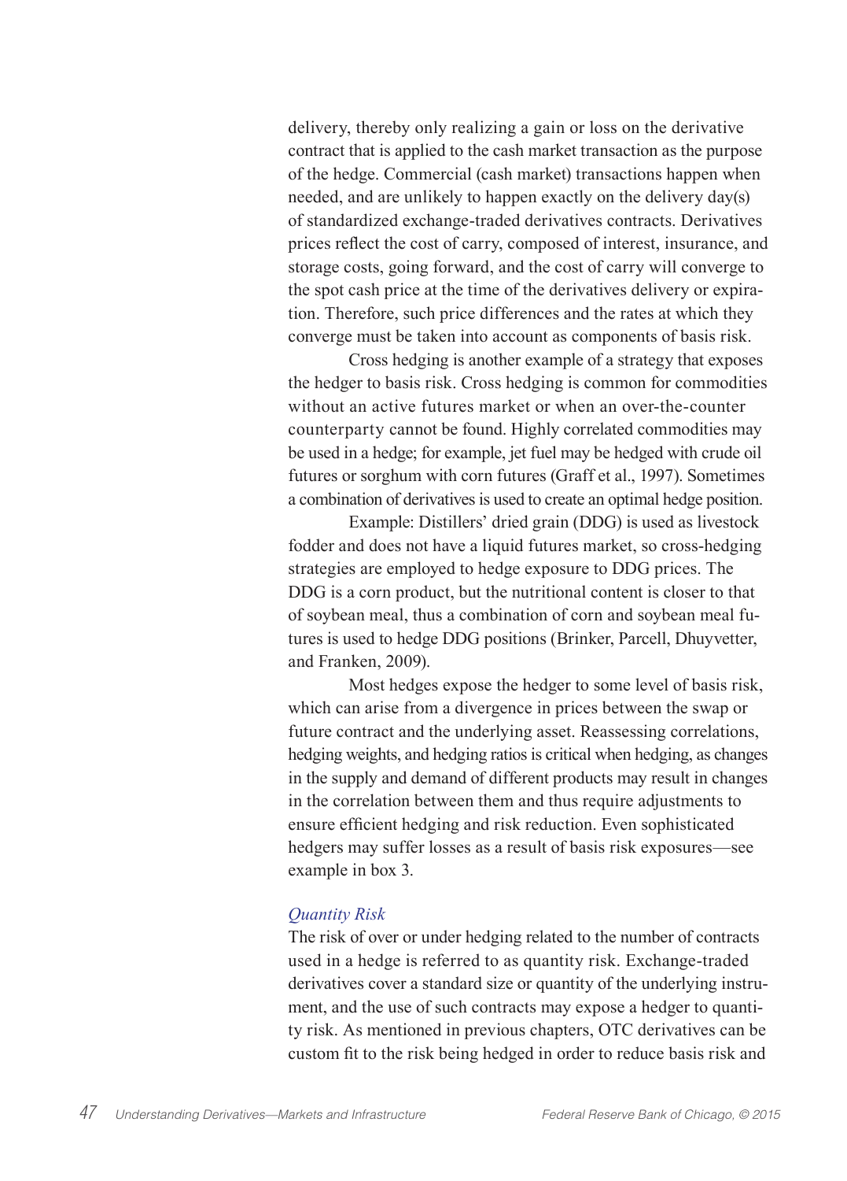delivery, thereby only realizing a gain or loss on the derivative contract that is applied to the cash market transaction as the purpose of the hedge. Commercial (cash market) transactions happen when needed, and are unlikely to happen exactly on the delivery day(s) of standardized exchange-traded derivatives contracts. Derivatives prices reflect the cost of carry, composed of interest, insurance, and storage costs, going forward, and the cost of carry will converge to the spot cash price at the time of the derivatives delivery or expiration. Therefore, such price differences and the rates at which they converge must be taken into account as components of basis risk.

Cross hedging is another example of a strategy that exposes the hedger to basis risk. Cross hedging is common for commodities without an active futures market or when an over-the-counter counterparty cannot be found. Highly correlated commodities may be used in a hedge; for example, jet fuel may be hedged with crude oil futures or sorghum with corn futures (Graff et al., 1997). Sometimes a combination of derivatives is used to create an optimal hedge position.

Example: Distillers' dried grain (DDG) is used as livestock fodder and does not have a liquid futures market, so cross-hedging strategies are employed to hedge exposure to DDG prices. The DDG is a corn product, but the nutritional content is closer to that of soybean meal, thus a combination of corn and soybean meal futures is used to hedge DDG positions (Brinker, Parcell, Dhuyvetter, and Franken, 2009).

Most hedges expose the hedger to some level of basis risk, which can arise from a divergence in prices between the swap or future contract and the underlying asset. Reassessing correlations, hedging weights, and hedging ratios is critical when hedging, as changes in the supply and demand of different products may result in changes in the correlation between them and thus require adjustments to ensure efficient hedging and risk reduction. Even sophisticated hedgers may suffer losses as a result of basis risk exposures—see example in box 3.

### *Quantity Risk*

The risk of over or under hedging related to the number of contracts used in a hedge is referred to as quantity risk. Exchange-traded derivatives cover a standard size or quantity of the underlying instrument, and the use of such contracts may expose a hedger to quantity risk. As mentioned in previous chapters, OTC derivatives can be custom fit to the risk being hedged in order to reduce basis risk and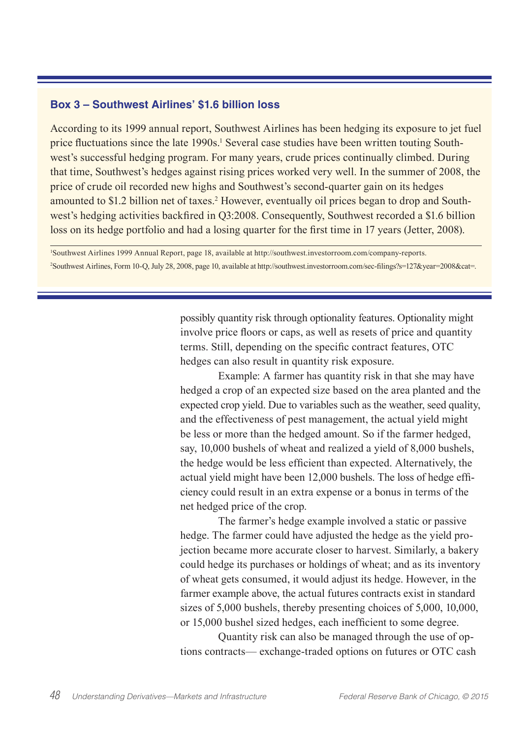### Box 3 – Southwest Airlines' $1.6 billion loss

According to its 1999 annual report, Southwest Airlines has been hedging its exposure to jet fuel price fluctuations since the late 1990s.[1] Several case studies have been written touting Southwest's successful hedging program. For many years, crude prices continually climbed. During that time, Southwest's hedges against rising prices worked very well. In the summer of 2008, the price of crude oil recorded new highs and Southwest's second-quarter gain on its hedges amounted to $1.2 billion net of taxes.[2] However, eventually oil prices began to drop and Southwest's hedging activities backfired in Q3:2008. Consequently, Southwest recorded a $1.6 billion loss on its hedge portfolio and had a losing quarter for the first time in 17 years (Jetter, 2008).

[1]Southwest Airlines 1999 Annual Report, page 18, available at http://southwest.investorroom.com/company-reports.

[2]Southwest Airlines, Form 10-Q, July 28, 2008, page 10, available at http://southwest.investorroom.com/sec-filings?s=127&year=2008&cat=.

possibly quantity risk through optionality features. Optionality might involve price floors or caps, as well as resets of price and quantity terms. Still, depending on the specific contract features, OTC hedges can also result in quantity risk exposure.

Example: A farmer has quantity risk in that she may have hedged a crop of an expected size based on the area planted and the expected crop yield. Due to variables such as the weather, seed quality, and the effectiveness of pest management, the actual yield might be less or more than the hedged amount. So if the farmer hedged, say, 10,000 bushels of wheat and realized a yield of 8,000 bushels, the hedge would be less efficient than expected. Alternatively, the actual yield might have been 12,000 bushels. The loss of hedge efficiency could result in an extra expense or a bonus in terms of the net hedged price of the crop.

The farmer's hedge example involved a static or passive hedge. The farmer could have adjusted the hedge as the yield projection became more accurate closer to harvest. Similarly, a bakery could hedge its purchases or holdings of wheat; and as its inventory of wheat gets consumed, it would adjust its hedge. However, in the farmer example above, the actual futures contracts exist in standard sizes of 5,000 bushels, thereby presenting choices of 5,000, 10,000, or 15,000 bushel sized hedges, each inefficient to some degree.

Quantity risk can also be managed through the use of options contracts— exchange-traded options on futures or OTC cash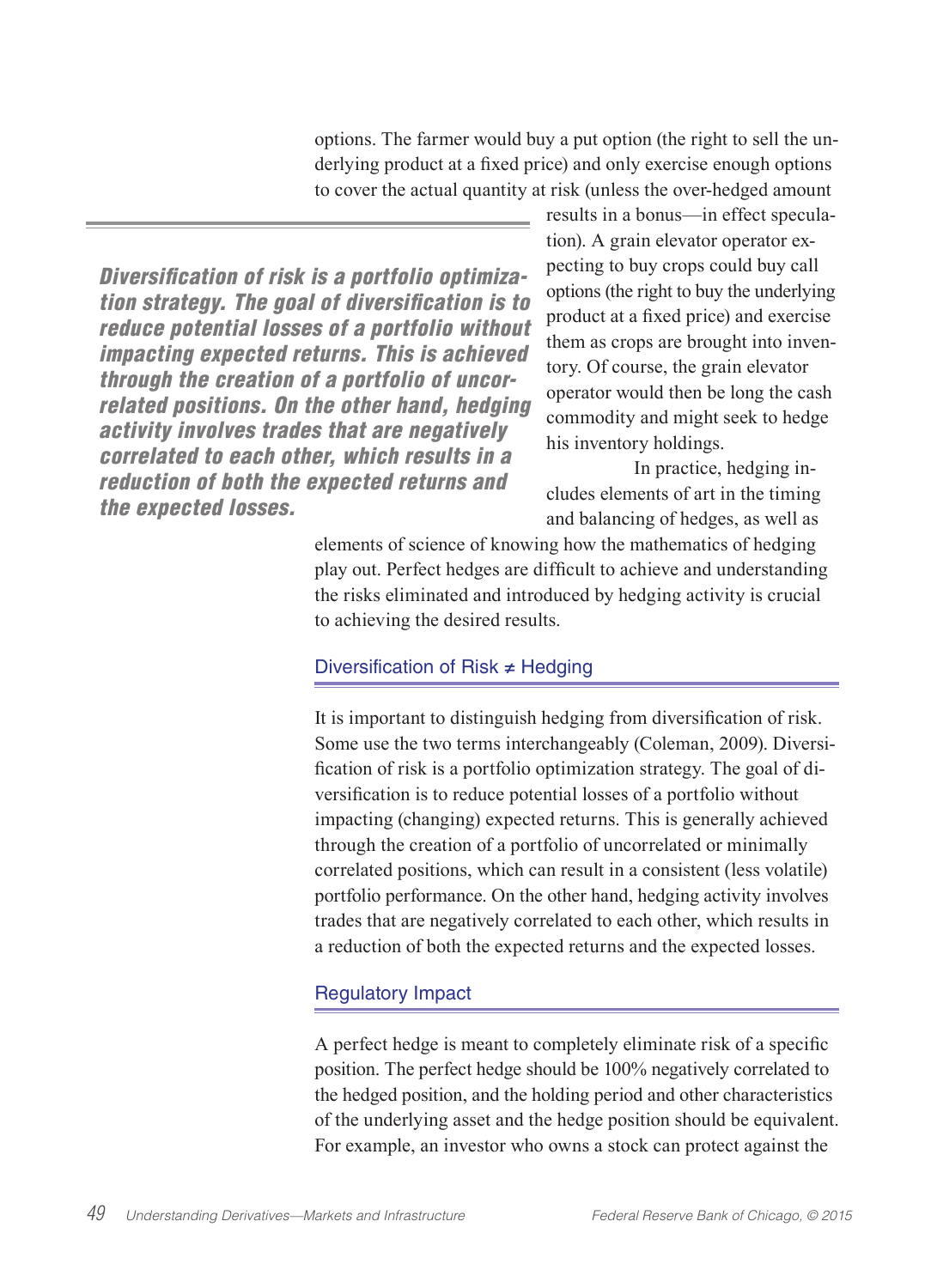options. The farmer would buy a put option (the right to sell the underlying product at a fixed price) and only exercise enough options to cover the actual quantity at risk (unless the over-hedged amount results in a bonus—in effect speculation). A grain elevator operator expecting to buy crops could buy call options (the right to buy the underlying product at a fixed price) and exercise them as crops are brought into inventory. Of course, the grain elevator operator would then be long the cash commodity and might seek to hedge his inventory holdings.

***Diversification of risk is a portfolio optimization strategy. The goal of diversification is to reduce potential losses of a portfolio without impacting expected returns. This is achieved through the creation of a portfolio of uncorrelated positions. On the other hand, hedging activity involves trades that are negatively correlated to each other, which results in a reduction of both the expected returns and the expected losses.***

In practice, hedging includes elements of art in the timing and balancing of hedges, as well as elements of science of knowing how the mathematics of hedging play out. Perfect hedges are difficult to achieve and understanding the risks eliminated and introduced by hedging activity is crucial to achieving the desired results.

## Diversification of Risk ≠ Hedging

It is important to distinguish hedging from diversification of risk. Some use the two terms interchangeably (Coleman, 2009). Diversification of risk is a portfolio optimization strategy. The goal of diversification is to reduce potential losses of a portfolio without impacting (changing) expected returns. This is generally achieved through the creation of a portfolio of uncorrelated or minimally correlated positions, which can result in a consistent (less volatile) portfolio performance. On the other hand, hedging activity involves trades that are negatively correlated to each other, which results in a reduction of both the expected returns and the expected losses.

## Regulatory Impact

A perfect hedge is meant to completely eliminate risk of a specific position. The perfect hedge should be 100% negatively correlated to the hedged position, and the holding period and other characteristics of the underlying asset and the hedge position should be equivalent. For example, an investor who owns a stock can protect against the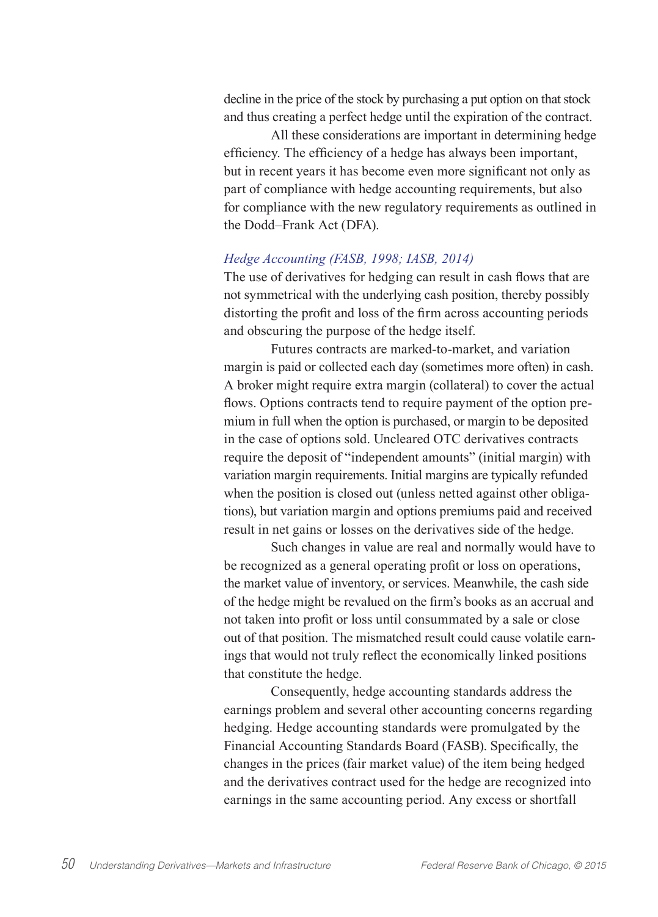decline in the price of the stock by purchasing a put option on that stock and thus creating a perfect hedge until the expiration of the contract.

All these considerations are important in determining hedge efficiency. The efficiency of a hedge has always been important, but in recent years it has become even more significant not only as part of compliance with hedge accounting requirements, but also for compliance with the new regulatory requirements as outlined in the Dodd–Frank Act (DFA).

*Hedge Accounting (FASB, 1998; IASB, 2014)*

The use of derivatives for hedging can result in cash flows that are not symmetrical with the underlying cash position, thereby possibly distorting the profit and loss of the firm across accounting periods and obscuring the purpose of the hedge itself.

Futures contracts are marked-to-market, and variation margin is paid or collected each day (sometimes more often) in cash. A broker might require extra margin (collateral) to cover the actual flows. Options contracts tend to require payment of the option premium in full when the option is purchased, or margin to be deposited in the case of options sold. Uncleared OTC derivatives contracts require the deposit of "independent amounts" (initial margin) with variation margin requirements. Initial margins are typically refunded when the position is closed out (unless netted against other obligations), but variation margin and options premiums paid and received result in net gains or losses on the derivatives side of the hedge.

Such changes in value are real and normally would have to be recognized as a general operating profit or loss on operations, the market value of inventory, or services. Meanwhile, the cash side of the hedge might be revalued on the firm's books as an accrual and not taken into profit or loss until consummated by a sale or close out of that position. The mismatched result could cause volatile earnings that would not truly reflect the economically linked positions that constitute the hedge.

Consequently, hedge accounting standards address the earnings problem and several other accounting concerns regarding hedging. Hedge accounting standards were promulgated by the Financial Accounting Standards Board (FASB). Specifically, the changes in the prices (fair market value) of the item being hedged and the derivatives contract used for the hedge are recognized into earnings in the same accounting period. Any excess or shortfall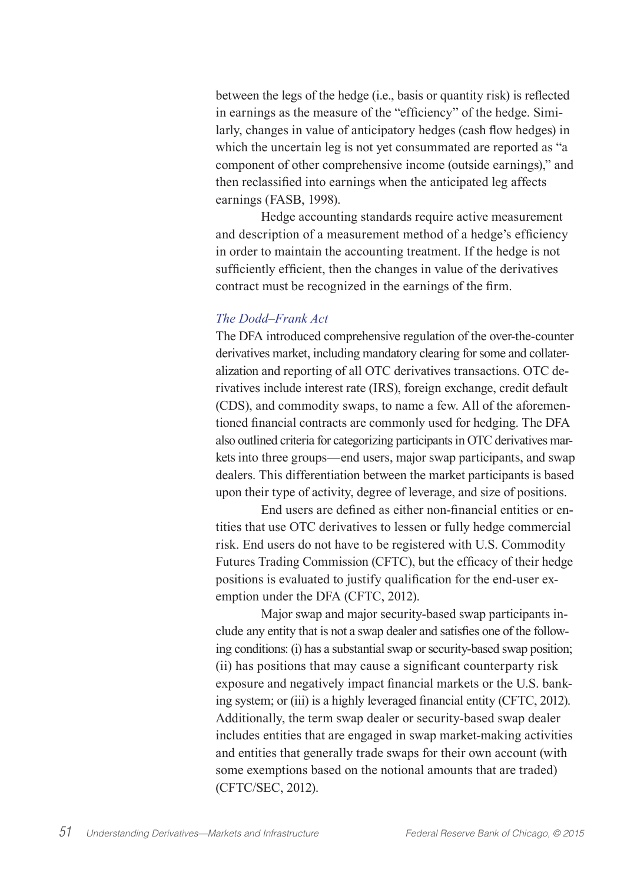between the legs of the hedge (i.e., basis or quantity risk) is reflected in earnings as the measure of the "efficiency" of the hedge. Similarly, changes in value of anticipatory hedges (cash flow hedges) in which the uncertain leg is not yet consummated are reported as "a component of other comprehensive income (outside earnings)," and then reclassified into earnings when the anticipated leg affects earnings (FASB, 1998).

Hedge accounting standards require active measurement and description of a measurement method of a hedge's efficiency in order to maintain the accounting treatment. If the hedge is not sufficiently efficient, then the changes in value of the derivatives contract must be recognized in the earnings of the firm.

### *The Dodd–Frank Act*

The DFA introduced comprehensive regulation of the over-the-counter derivatives market, including mandatory clearing for some and collateralization and reporting of all OTC derivatives transactions. OTC derivatives include interest rate (IRS), foreign exchange, credit default (CDS), and commodity swaps, to name a few. All of the aforementioned financial contracts are commonly used for hedging. The DFA also outlined criteria for categorizing participants in OTC derivatives markets into three groups—end users, major swap participants, and swap dealers. This differentiation between the market participants is based upon their type of activity, degree of leverage, and size of positions.

End users are defined as either non-financial entities or entities that use OTC derivatives to lessen or fully hedge commercial risk. End users do not have to be registered with U.S. Commodity Futures Trading Commission (CFTC), but the efficacy of their hedge positions is evaluated to justify qualification for the end-user exemption under the DFA (CFTC, 2012).

Major swap and major security-based swap participants include any entity that is not a swap dealer and satisfies one of the following conditions: (i) has a substantial swap or security-based swap position; (ii) has positions that may cause a significant counterparty risk exposure and negatively impact financial markets or the U.S. banking system; or (iii) is a highly leveraged financial entity (CFTC, 2012). Additionally, the term swap dealer or security-based swap dealer includes entities that are engaged in swap market-making activities and entities that generally trade swaps for their own account (with some exemptions based on the notional amounts that are traded) (CFTC/SEC, 2012).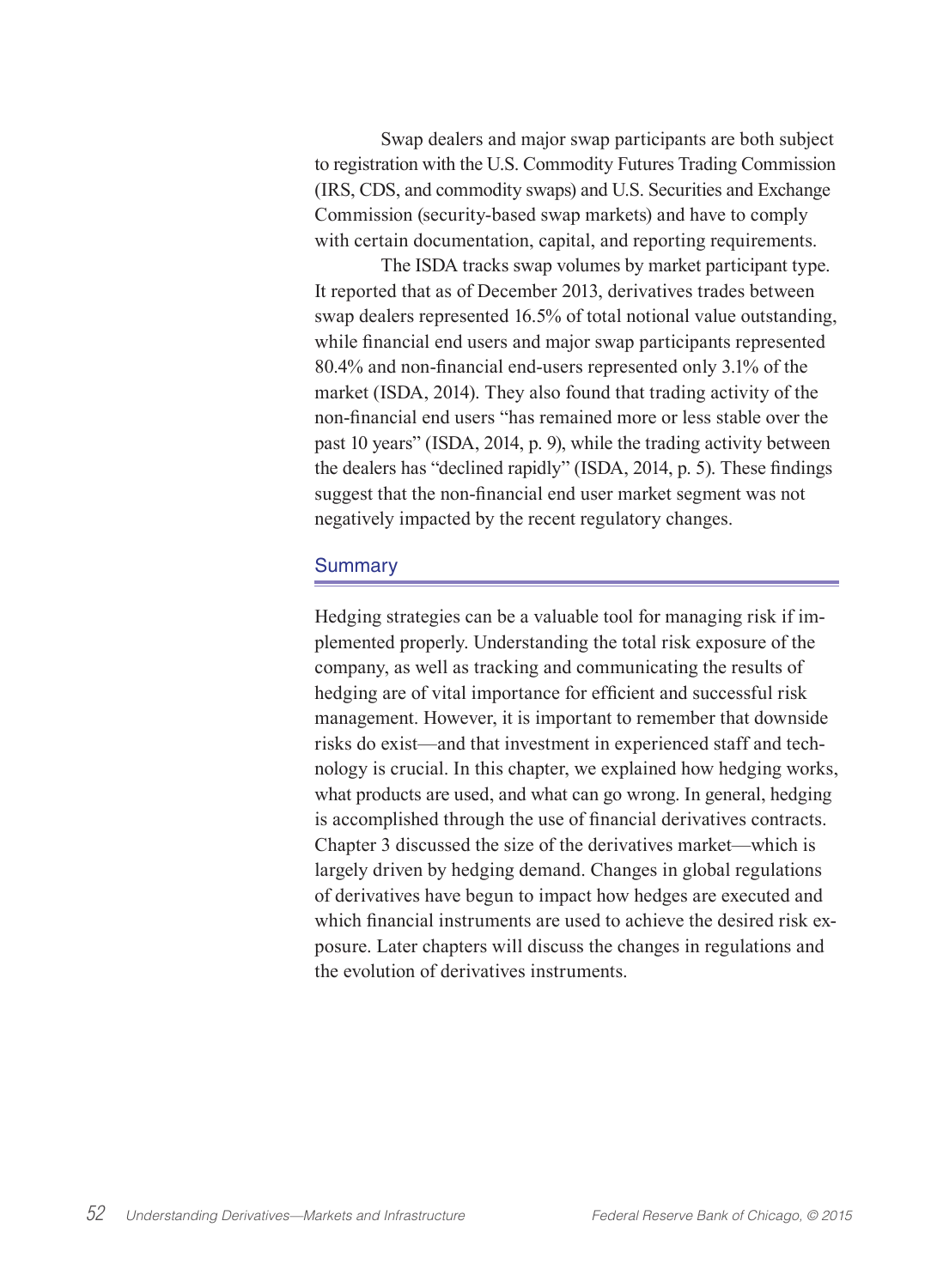Swap dealers and major swap participants are both subject to registration with the U.S. Commodity Futures Trading Commission (IRS, CDS, and commodity swaps) and U.S. Securities and Exchange Commission (security-based swap markets) and have to comply with certain documentation, capital, and reporting requirements.

The ISDA tracks swap volumes by market participant type. It reported that as of December 2013, derivatives trades between swap dealers represented 16.5% of total notional value outstanding, while financial end users and major swap participants represented 80.4% and non-financial end-users represented only 3.1% of the market (ISDA, 2014). They also found that trading activity of the non-financial end users "has remained more or less stable over the past 10 years" (ISDA, 2014, p. 9), while the trading activity between the dealers has "declined rapidly" (ISDA, 2014, p. 5). These findings suggest that the non-financial end user market segment was not negatively impacted by the recent regulatory changes.

## Summary

Hedging strategies can be a valuable tool for managing risk if implemented properly. Understanding the total risk exposure of the company, as well as tracking and communicating the results of hedging are of vital importance for efficient and successful risk management. However, it is important to remember that downside risks do exist—and that investment in experienced staff and technology is crucial. In this chapter, we explained how hedging works, what products are used, and what can go wrong. In general, hedging is accomplished through the use of financial derivatives contracts. Chapter 3 discussed the size of the derivatives market—which is largely driven by hedging demand. Changes in global regulations of derivatives have begun to impact how hedges are executed and which financial instruments are used to achieve the desired risk exposure. Later chapters will discuss the changes in regulations and the evolution of derivatives instruments.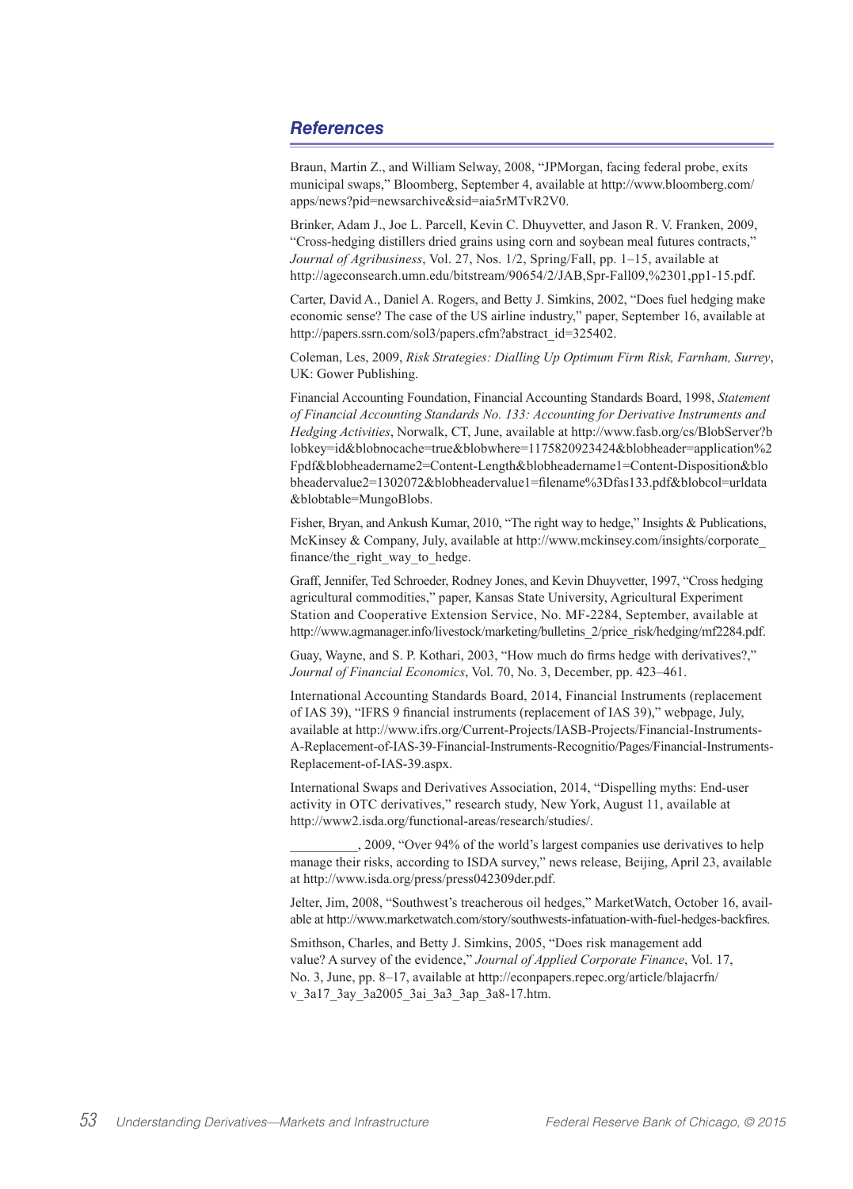## References

Braun, Martin Z., and William Selway, 2008, “JPMorgan, facing federal probe, exits municipal swaps,” Bloomberg, September 4, available at http://www.bloomberg.com/apps/news?pid=newsarchive&sid=aia5rMTvR2V0.

Brinker, Adam J., Joe L. Parcell, Kevin C. Dhuyvetter, and Jason R. V. Franken, 2009, “Cross-hedging distillers dried grains using corn and soybean meal futures contracts,” *Journal of Agribusiness*, Vol. 27, Nos. 1/2, Spring/Fall, pp. 1–15, available at http://ageconsearch.umn.edu/bitstream/90654/2/JAB,Spr-Fall09,%2301,pp1-15.pdf.

Carter, David A., Daniel A. Rogers, and Betty J. Simkins, 2002, “Does fuel hedging make economic sense? The case of the US airline industry,” paper, September 16, available at http://papers.ssrn.com/sol3/papers.cfm?abstract_id=325402.

Coleman, Les, 2009, *Risk Strategies: Dialling Up Optimum Firm Risk, Farnham, Surrey*, UK: Gower Publishing.

Financial Accounting Foundation, Financial Accounting Standards Board, 1998, *Statement of Financial Accounting Standards No. 133: Accounting for Derivative Instruments and Hedging Activities*, Norwalk, CT, June, available at http://www.fasb.org/cs/BlobServer?blobkey=id&blobnocache=true&blobwhere=1175820923424&blobheader=application%2Fpdf&blobheadername2=Content-Length&blobheadername1=Content-Disposition&blobheadervalue2=1302072&blobheadervalue1=filename%3Dfas133.pdf&blobcol=urldata&blobtable=MungoBlobs.

Fisher, Bryan, and Ankush Kumar, 2010, “The right way to hedge,” Insights & Publications, McKinsey & Company, July, available at http://www.mckinsey.com/insights/corporate_finance/the_right_way_to_hedge.

Graff, Jennifer, Ted Schroeder, Rodney Jones, and Kevin Dhuyvetter, 1997, “Cross hedging agricultural commodities,” paper, Kansas State University, Agricultural Experiment Station and Cooperative Extension Service, No. MF-2284, September, available at http://www.agmanager.info/livestock/marketing/bulletins_2/price_risk/hedging/mf2284.pdf.

Guay, Wayne, and S. P. Kothari, 2003, “How much do firms hedge with derivatives?,” *Journal of Financial Economics*, Vol. 70, No. 3, December, pp. 423–461.

International Accounting Standards Board, 2014, Financial Instruments (replacement of IAS 39), “IFRS 9 financial instruments (replacement of IAS 39),” webpage, July, available at http://www.ifrs.org/Current-Projects/IASB-Projects/Financial-Instruments-A-Replacement-of-IAS-39-Financial-Instruments-Recognitio/Pages/Financial-Instruments-Replacement-of-IAS-39.aspx.

International Swaps and Derivatives Association, 2014, “Dispelling myths: End-user activity in OTC derivatives,” research study, New York, August 11, available at http://www2.isda.org/functional-areas/research/studies/.

__________, 2009, “Over 94% of the world’s largest companies use derivatives to help manage their risks, according to ISDA survey,” news release, Beijing, April 23, available at http://www.isda.org/press/press042309der.pdf.

Jelter, Jim, 2008, “Southwest’s treacherous oil hedges,” MarketWatch, October 16, available at http://www.marketwatch.com/story/southwests-infatuation-with-fuel-hedges-backfires.

Smithson, Charles, and Betty J. Simkins, 2005, “Does risk management add value? A survey of the evidence,” *Journal of Applied Corporate Finance*, Vol. 17, No. 3, June, pp. 8–17, available at http://econpapers.repec.org/article/blajacrfn/v_3a17_3ay_3a2005_3ai_3a3_3ap_3a8-17.htm.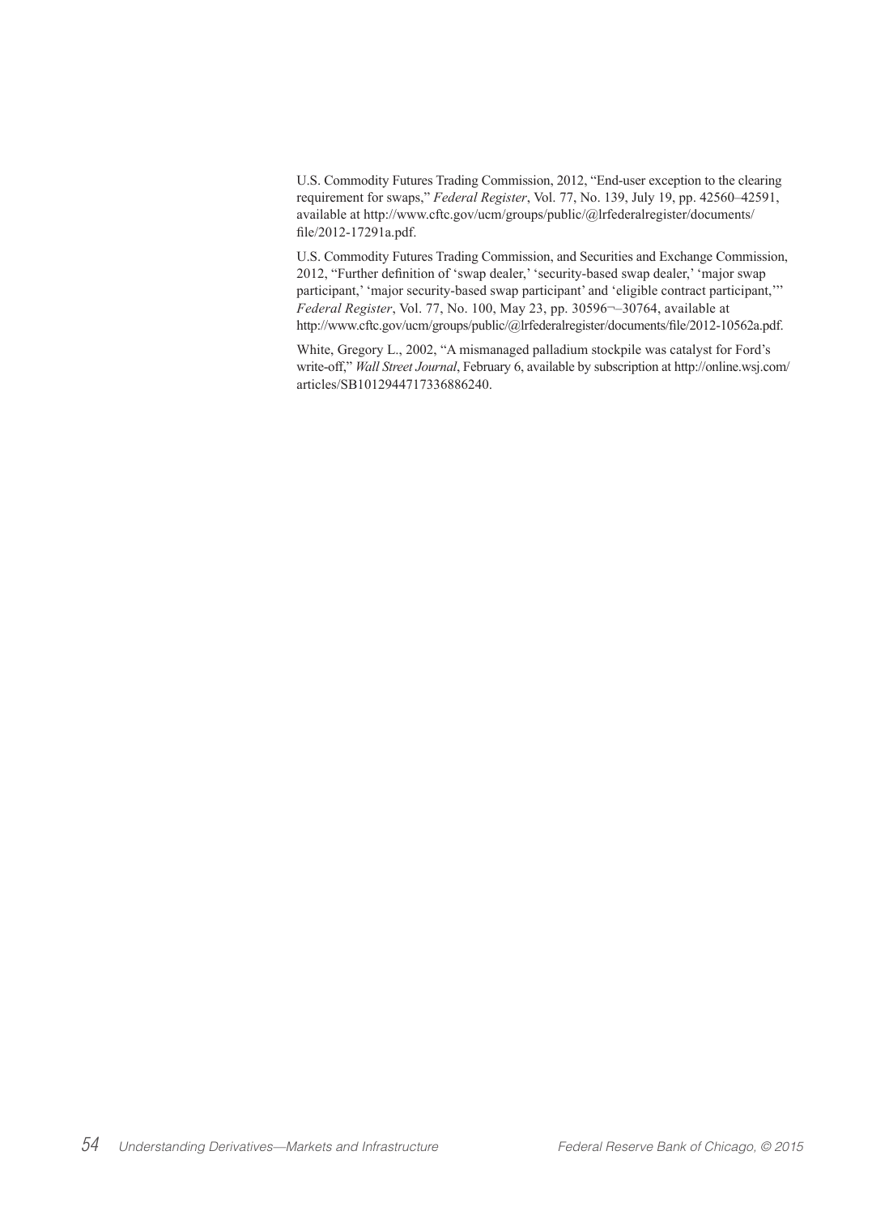U.S. Commodity Futures Trading Commission, 2012, "End-user exception to the clearing requirement for swaps," *Federal Register*, Vol. 77, No. 139, July 19, pp. 42560–42591, available at http://www.cftc.gov/ucm/groups/public/@lrfederalregister/documents/file/2012-17291a.pdf.

U.S. Commodity Futures Trading Commission, and Securities and Exchange Commission, 2012, "Further definition of 'swap dealer,' 'security-based swap dealer,' 'major swap participant,' 'major security-based swap participant' and 'eligible contract participant,'" *Federal Register*, Vol. 77, No. 100, May 23, pp. 30596¬–30764, available at http://www.cftc.gov/ucm/groups/public/@lrfederalregister/documents/file/2012-10562a.pdf.

White, Gregory L., 2002, "A mismanaged palladium stockpile was catalyst for Ford's write-off," *Wall Street Journal*, February 6, available by subscription at http://online.wsj.com/articles/SB1012944717336886240.